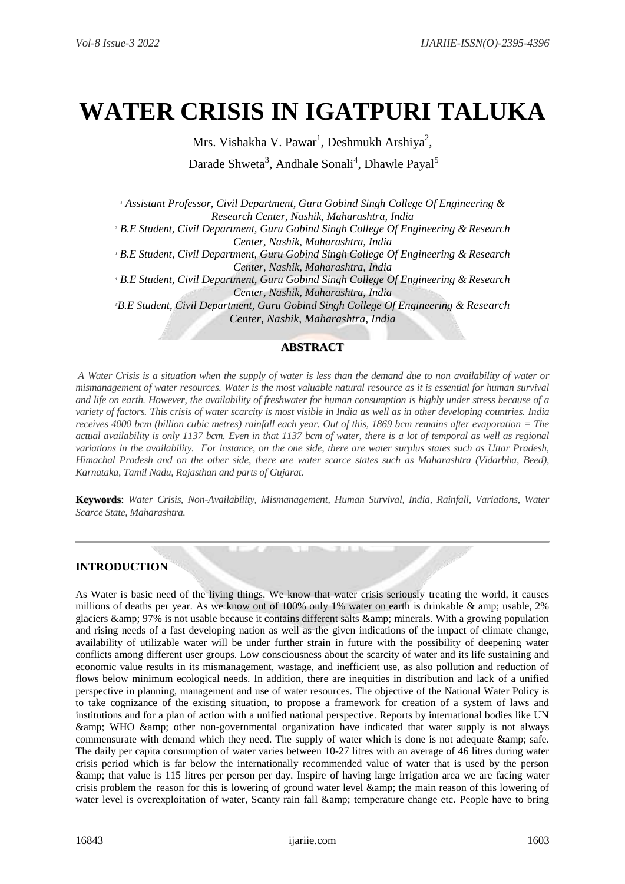# WATER CRISIS IN IGATPURI TALUKA

Mrs. Vishakha V. Pawar[1], Deshmukh Arshiya[2],

Darade Shweta[3], Andhale Sonali[4], Dhawle Payal[5]

*[1] Assistant Professor, Civil Department, Guru Gobind Singh College Of Engineering & Research Center, Nashik, Maharashtra, India*

*[2] B.E Student, Civil Department, Guru Gobind Singh College Of Engineering & Research Center, Nashik, Maharashtra, India*

*[3] B.E Student, Civil Department, Guru Gobind Singh College Of Engineering & Research Center, Nashik, Maharashtra, India*

*[4] B.E Student, Civil Department, Guru Gobind Singh College Of Engineering & Research Center, Nashik, Maharashtra, India*

*[5] B.E Student, Civil Department, Guru Gobind Singh College Of Engineering & Research Center, Nashik, Maharashtra, India*

## ABSTRACT

*A Water Crisis is a situation when the supply of water is less than the demand due to non availability of water or mismanagement of water resources. Water is the most valuable natural resource as it is essential for human survival and life on earth. However, the availability of freshwater for human consumption is highly under stress because of a variety of factors. This crisis of water scarcity is most visible in India as well as in other developing countries. India receives 4000 bcm (billion cubic metres) rainfall each year. Out of this, 1869 bcm remains after evaporation = The actual availability is only 1137 bcm. Even in that 1137 bcm of water, there is a lot of temporal as well as regional variations in the availability. For instance, on the one side, there are water surplus states such as Uttar Pradesh, Himachal Pradesh and on the other side, there are water scarce states such as Maharashtra (Vidarbha, Beed), Karnataka, Tamil Nadu, Rajasthan and parts of Gujarat.*

**Keywords**: *Water Crisis, Non-Availability, Mismanagement, Human Survival, India, Rainfall, Variations, Water Scarce State, Maharashtra.*

## INTRODUCTION

As Water is basic need of the living things. We know that water crisis seriously treating the world, it causes millions of deaths per year. As we know out of 100% only 1% water on earth is drinkable & amp; usable, 2% glaciers &amp; 97% is not usable because it contains different salts &amp; minerals. With a growing population and rising needs of a fast developing nation as well as the given indications of the impact of climate change, availability of utilizable water will be under further strain in future with the possibility of deepening water conflicts among different user groups. Low consciousness about the scarcity of water and its life sustaining and economic value results in its mismanagement, wastage, and inefficient use, as also pollution and reduction of flows below minimum ecological needs. In addition, there are inequities in distribution and lack of a unified perspective in planning, management and use of water resources. The objective of the National Water Policy is to take cognizance of the existing situation, to propose a framework for creation of a system of laws and institutions and for a plan of action with a unified national perspective. Reports by international bodies like UN &amp; WHO &amp; other non-governmental organization have indicated that water supply is not always commensurate with demand which they need. The supply of water which is done is not adequate &amp; safe. The daily per capita consumption of water varies between 10-27 litres with an average of 46 litres during water crisis period which is far below the internationally recommended value of water that is used by the person &amp; that value is 115 litres per person per day. Inspire of having large irrigation area we are facing water crisis problem the reason for this is lowering of ground water level &amp; the main reason of this lowering of water level is overexploitation of water, Scanty rain fall &amp; temperature change etc. People have to bring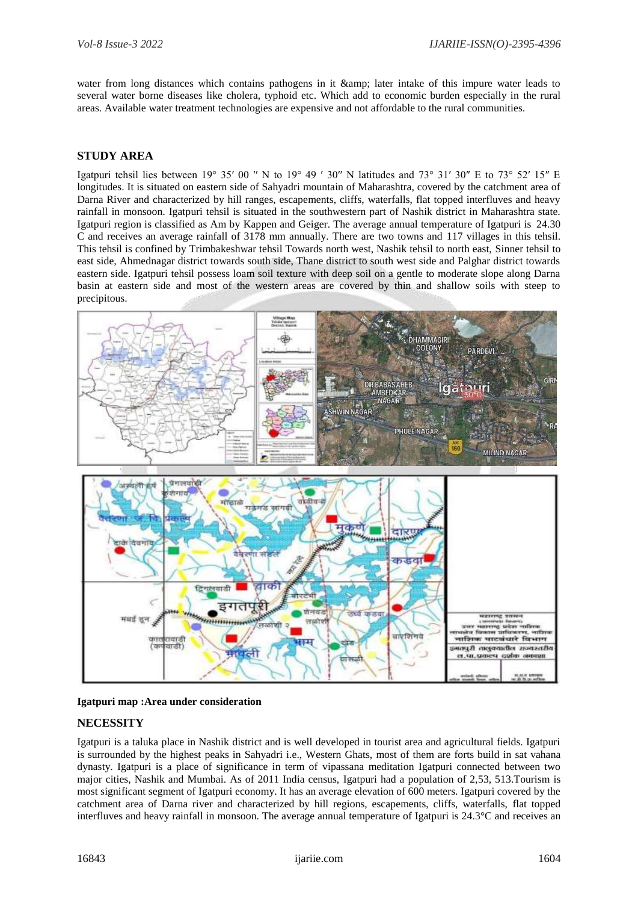water from long distances which contains pathogens in it &amp; later intake of this impure water leads to several water borne diseases like cholera, typhoid etc. Which add to economic burden especially in the rural areas. Available water treatment technologies are expensive and not affordable to the rural communities.

## STUDY AREA

Igatpuri tehsil lies between 19° 35′ 00 ″ N to 19° 49 ′ 30″ N latitudes and 73° 31′ 30″ E to 73° 52′ 15″ E longitudes. It is situated on eastern side of Sahyadri mountain of Maharashtra, covered by the catchment area of Darna River and characterized by hill ranges, escapements, cliffs, waterfalls, flat topped interfluves and heavy rainfall in monsoon. Igatpuri tehsil is situated in the southwestern part of Nashik district in Maharashtra state. Igatpuri region is classified as Am by Kappen and Geiger. The average annual temperature of Igatpuri is 24.30 C and receives an average rainfall of 3178 mm annually. There are two towns and 117 villages in this tehsil. This tehsil is confined by Trimbakeshwar tehsil Towards north west, Nashik tehsil to north east, Sinner tehsil to east side, Ahmednagar district towards south side, Thane district to south west side and Palghar district towards eastern side. Igatpuri tehsil possess loam soil texture with deep soil on a gentle to moderate slope along Darna basin at eastern side and most of the western areas are covered by thin and shallow soils with steep to precipitous.

**Igatpuri map :Area under consideration**

## NECESSITY

Igatpuri is a taluka place in Nashik district and is well developed in tourist area and agricultural fields. Igatpuri is surrounded by the highest peaks in Sahyadri i.e., Western Ghats, most of them are forts build in sat vahana dynasty. Igatpuri is a place of significance in term of vipassana meditation Igatpuri connected between two major cities, Nashik and Mumbai. As of 2011 India census, Igatpuri had a population of 2,53, 513.Tourism is most significant segment of Igatpuri economy. It has an average elevation of 600 meters. Igatpuri covered by the catchment area of Darna river and characterized by hill regions, escapements, cliffs, waterfalls, flat topped interfluves and heavy rainfall in monsoon. The average annual temperature of Igatpuri is 24.3°C and receives an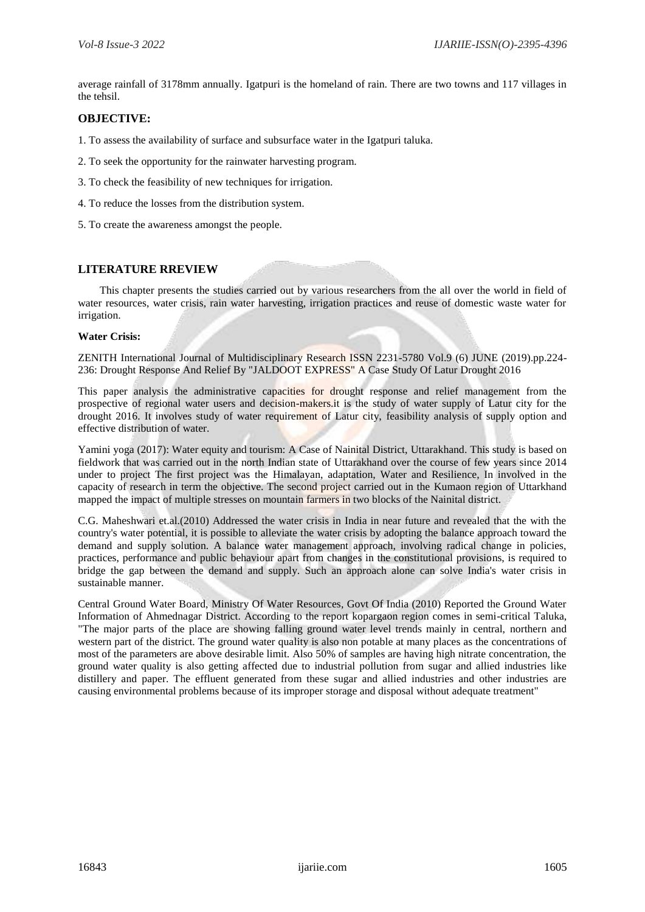average rainfall of 3178mm annually. Igatpuri is the homeland of rain. There are two towns and 117 villages in the tehsil.

## OBJECTIVE:

1. To assess the availability of surface and subsurface water in the Igatpuri taluka.
2. To seek the opportunity for the rainwater harvesting program.
3. To check the feasibility of new techniques for irrigation.
4. To reduce the losses from the distribution system.
5. To create the awareness amongst the people.

## LITERATURE RREVIEW

This chapter presents the studies carried out by various researchers from the all over the world in field of water resources, water crisis, rain water harvesting, irrigation practices and reuse of domestic waste water for irrigation.

**Water Crisis:**

ZENITH International Journal of Multidisciplinary Research ISSN 2231-5780 Vol.9 (6) JUNE (2019).pp.224-236: Drought Response And Relief By "JALDOOT EXPRESS" A Case Study Of Latur Drought 2016

This paper analysis the administrative capacities for drought response and relief management from the prospective of regional water users and decision-makers.it is the study of water supply of Latur city for the drought 2016. It involves study of water requirement of Latur city, feasibility analysis of supply option and effective distribution of water.

Yamini yoga (2017): Water equity and tourism: A Case of Nainital District, Uttarakhand. This study is based on fieldwork that was carried out in the north Indian state of Uttarakhand over the course of few years since 2014 under to project The first project was the Himalayan, adaptation, Water and Resilience, In involved in the capacity of research in term the objective. The second project carried out in the Kumaon region of Uttarkhand mapped the impact of multiple stresses on mountain farmers in two blocks of the Nainital district.

C.G. Maheshwari et.al.(2010) Addressed the water crisis in India in near future and revealed that the with the country's water potential, it is possible to alleviate the water crisis by adopting the balance approach toward the demand and supply solution. A balance water management approach, involving radical change in policies, practices, performance and public behaviour apart from changes in the constitutional provisions, is required to bridge the gap between the demand and supply. Such an approach alone can solve India's water crisis in sustainable manner.

Central Ground Water Board, Ministry Of Water Resources, Govt Of India (2010) Reported the Ground Water Information of Ahmednagar District. According to the report kopargaon region comes in semi-critical Taluka, "The major parts of the place are showing falling ground water level trends mainly in central, northern and western part of the district. The ground water quality is also non potable at many places as the concentrations of most of the parameters are above desirable limit. Also 50% of samples are having high nitrate concentration, the ground water quality is also getting affected due to industrial pollution from sugar and allied industries like distillery and paper. The effluent generated from these sugar and allied industries and other industries are causing environmental problems because of its improper storage and disposal without adequate treatment"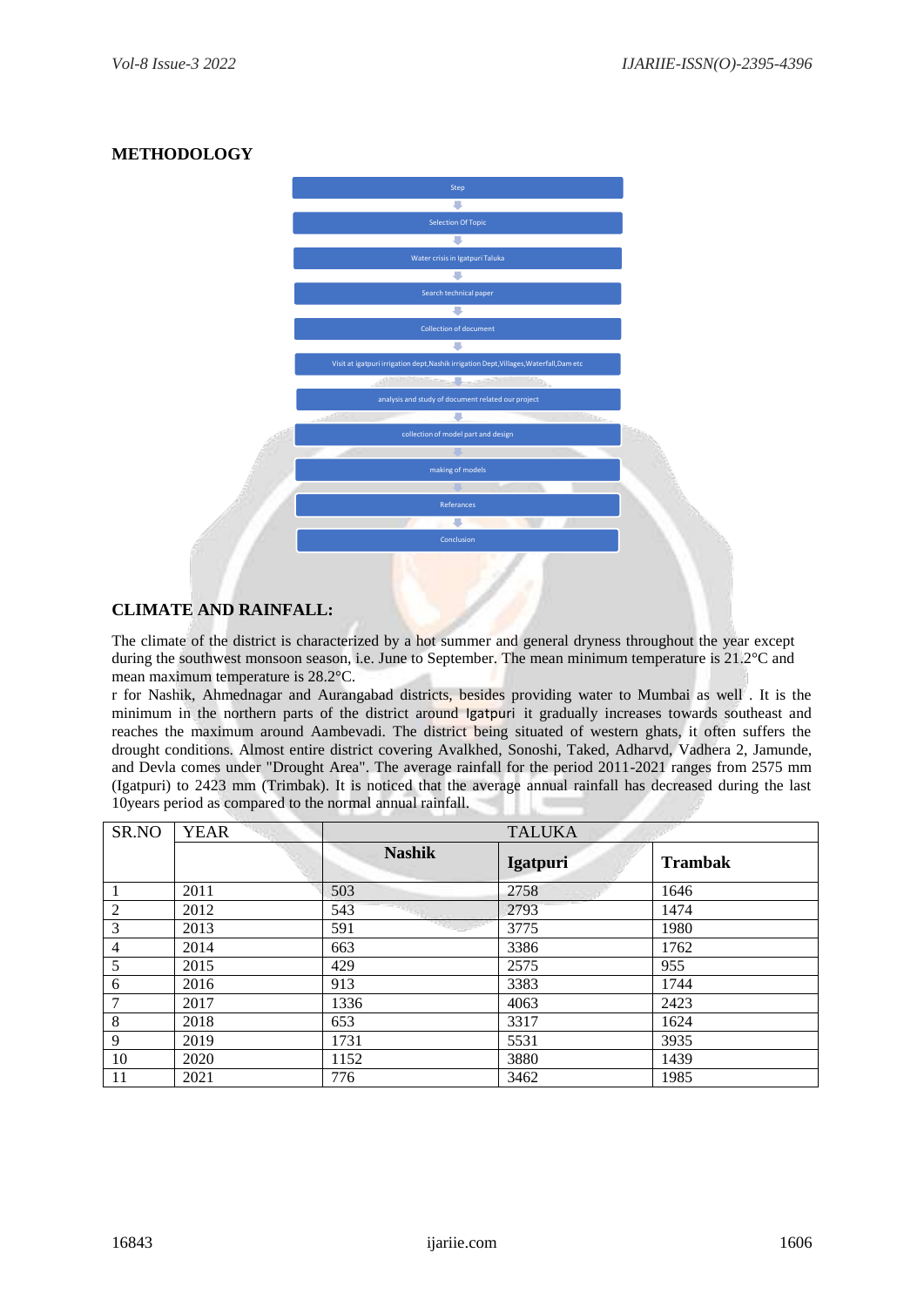## METHODOLOGY

Step

Selection Of Topic

Water crisis in Igatpuri Taluka

Search technical paper

Collection of document

Visit at igatpuri irrigation dept,Nashik irrigation Dept,Villages,Waterfall,Dam etc

analysis and study of document related our project

collection of model part and design

making of models

Referances

Conclusion

## CLIMATE AND RAINFALL:

The climate of the district is characterized by a hot summer and general dryness throughout the year except during the southwest monsoon season, i.e. June to September. The mean minimum temperature is 21.2°C and mean maximum temperature is 28.2°C.

r for Nashik, Ahmednagar and Aurangabad districts, besides providing water to Mumbai as well . It is the minimum in the northern parts of the district around Igatpuri it gradually increases towards southeast and reaches the maximum around Aambevadi. The district being situated of western ghats, it often suffers the drought conditions. Almost entire district covering Avalkhed, Sonoshi, Taked, Adharvd, Vadhera 2, Jamunde, and Devla comes under "Drought Area". The average rainfall for the period 2011-2021 ranges from 2575 mm (Igatpuri) to 2423 mm (Trimbak). It is noticed that the average annual rainfall has decreased during the last 10years period as compared to the normal annual rainfall.

| SR.NO | YEAR | TALUKA | | |
|---|---|---|---|---|
| | | **Nashik** | **Igatpuri** | **Trambak** |
| 1 | 2011 | 503 | 2758 | 1646 |
| 2 | 2012 | 543 | 2793 | 1474 |
| 3 | 2013 | 591 | 3775 | 1980 |
| 4 | 2014 | 663 | 3386 | 1762 |
| 5 | 2015 | 429 | 2575 | 955 |
| 6 | 2016 | 913 | 3383 | 1744 |
| 7 | 2017 | 1336 | 4063 | 2423 |
| 8 | 2018 | 653 | 3317 | 1624 |
| 9 | 2019 | 1731 | 5531 | 3935 |
| 10 | 2020 | 1152 | 3880 | 1439 |
| 11 | 2021 | 776 | 3462 | 1985 |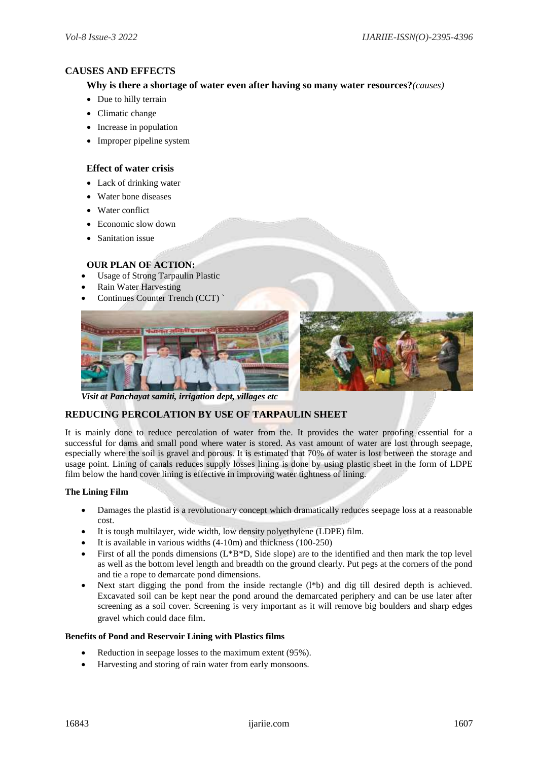## CAUSES AND EFFECTS

### Why is there a shortage of water even after having so many water resources? *(causes)*

- Due to hilly terrain
- Climatic change
- Increase in population
- Improper pipeline system

### Effect of water crisis

- Lack of drinking water
- Water bone diseases
- Water conflict
- Economic slow down
- Sanitation issue

### OUR PLAN OF ACTION:

- Usage of Strong Tarpaulin Plastic
- Rain Water Harvesting
- Continues Counter Trench (CCT) `

*Visit at Panchayat samiti, irrigation dept, villages etc*

## REDUCING PERCOLATION BY USE OF TARPAULIN SHEET

It is mainly done to reduce percolation of water from the. It provides the water proofing essential for a successful for dams and small pond where water is stored. As vast amount of water are lost through seepage, especially where the soil is gravel and porous. It is estimated that 70% of water is lost between the storage and usage point. Lining of canals reduces supply losses lining is done by using plastic sheet in the form of LDPE film below the hand cover lining is effective in improving water tightness of lining.

**The Lining Film**

- Damages the plastid is a revolutionary concept which dramatically reduces seepage loss at a reasonable cost.
- It is tough multilayer, wide width, low density polyethylene (LDPE) film.
- It is available in various widths (4-10m) and thickness (100-250)
- First of all the ponds dimensions (L*B*D, Side slope) are to the identified and then mark the top level as well as the bottom level length and breadth on the ground clearly. Put pegs at the corners of the pond and tie a rope to demarcate pond dimensions.
- Next start digging the pond from the inside rectangle (l*b) and dig till desired depth is achieved. Excavated soil can be kept near the pond around the demarcated periphery and can be use later after screening as a soil cover. Screening is very important as it will remove big boulders and sharp edges gravel which could dace film.

**Benefits of Pond and Reservoir Lining with Plastics films**

- Reduction in seepage losses to the maximum extent (95%).
- Harvesting and storing of rain water from early monsoons.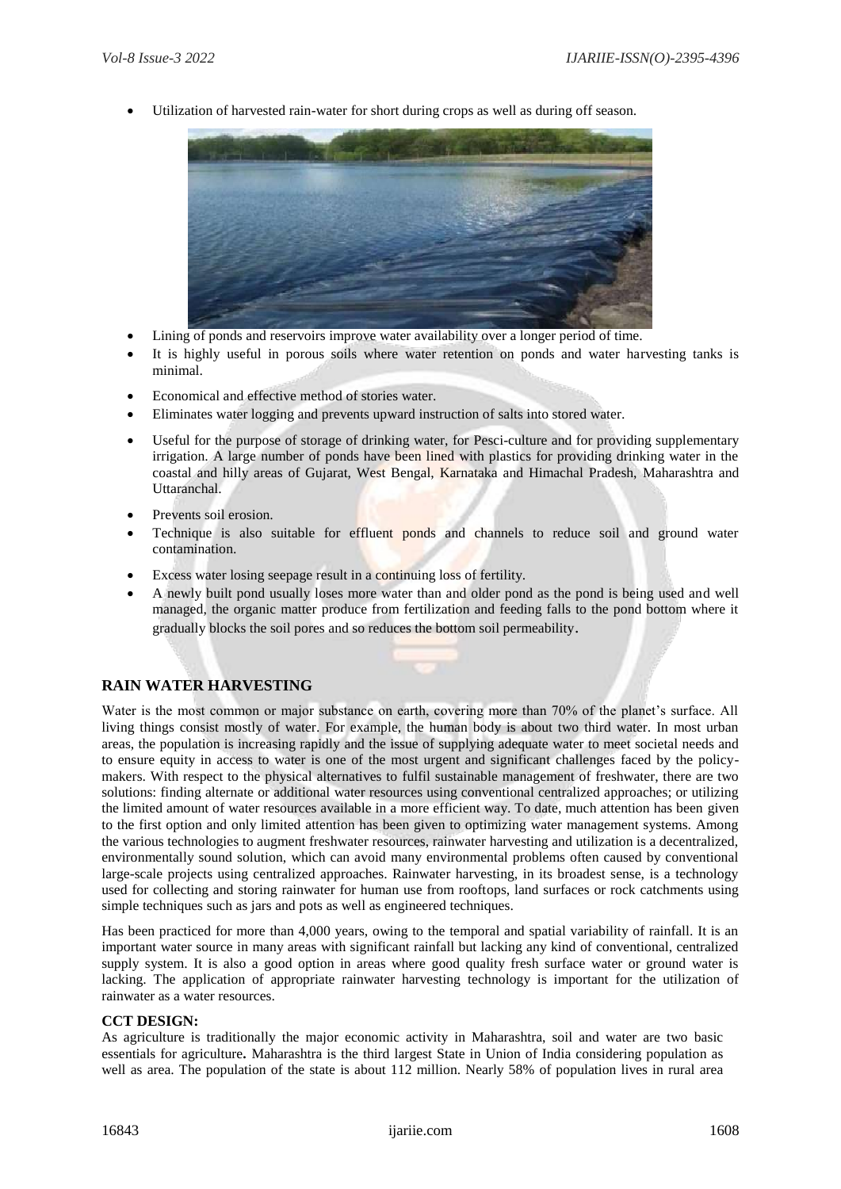- Utilization of harvested rain-water for short during crops as well as during off season.

- Lining of ponds and reservoirs improve water availability over a longer period of time.
- It is highly useful in porous soils where water retention on ponds and water harvesting tanks is minimal.
- Economical and effective method of stories water.
- Eliminates water logging and prevents upward instruction of salts into stored water.
- Useful for the purpose of storage of drinking water, for Pesci-culture and for providing supplementary irrigation. A large number of ponds have been lined with plastics for providing drinking water in the coastal and hilly areas of Gujarat, West Bengal, Karnataka and Himachal Pradesh, Maharashtra and Uttaranchal.
- Prevents soil erosion.
- Technique is also suitable for effluent ponds and channels to reduce soil and ground water contamination.
- Excess water losing seepage result in a continuing loss of fertility.
- A newly built pond usually loses more water than and older pond as the pond is being used and well managed, the organic matter produce from fertilization and feeding falls to the pond bottom where it gradually blocks the soil pores and so reduces the bottom soil permeability.

## RAIN WATER HARVESTING

Water is the most common or major substance on earth, covering more than 70% of the planet's surface. All living things consist mostly of water. For example, the human body is about two third water. In most urban areas, the population is increasing rapidly and the issue of supplying adequate water to meet societal needs and to ensure equity in access to water is one of the most urgent and significant challenges faced by the policy-makers. With respect to the physical alternatives to fulfil sustainable management of freshwater, there are two solutions: finding alternate or additional water resources using conventional centralized approaches; or utilizing the limited amount of water resources available in a more efficient way. To date, much attention has been given to the first option and only limited attention has been given to optimizing water management systems. Among the various technologies to augment freshwater resources, rainwater harvesting and utilization is a decentralized, environmentally sound solution, which can avoid many environmental problems often caused by conventional large-scale projects using centralized approaches. Rainwater harvesting, in its broadest sense, is a technology used for collecting and storing rainwater for human use from rooftops, land surfaces or rock catchments using simple techniques such as jars and pots as well as engineered techniques.

Has been practiced for more than 4,000 years, owing to the temporal and spatial variability of rainfall. It is an important water source in many areas with significant rainfall but lacking any kind of conventional, centralized supply system. It is also a good option in areas where good quality fresh surface water or ground water is lacking. The application of appropriate rainwater harvesting technology is important for the utilization of rainwater as a water resources.

### CCT DESIGN:

As agriculture is traditionally the major economic activity in Maharashtra, soil and water are two basic essentials for agriculture**.** Maharashtra is the third largest State in Union of India considering population as well as area. The population of the state is about 112 million. Nearly 58% of population lives in rural area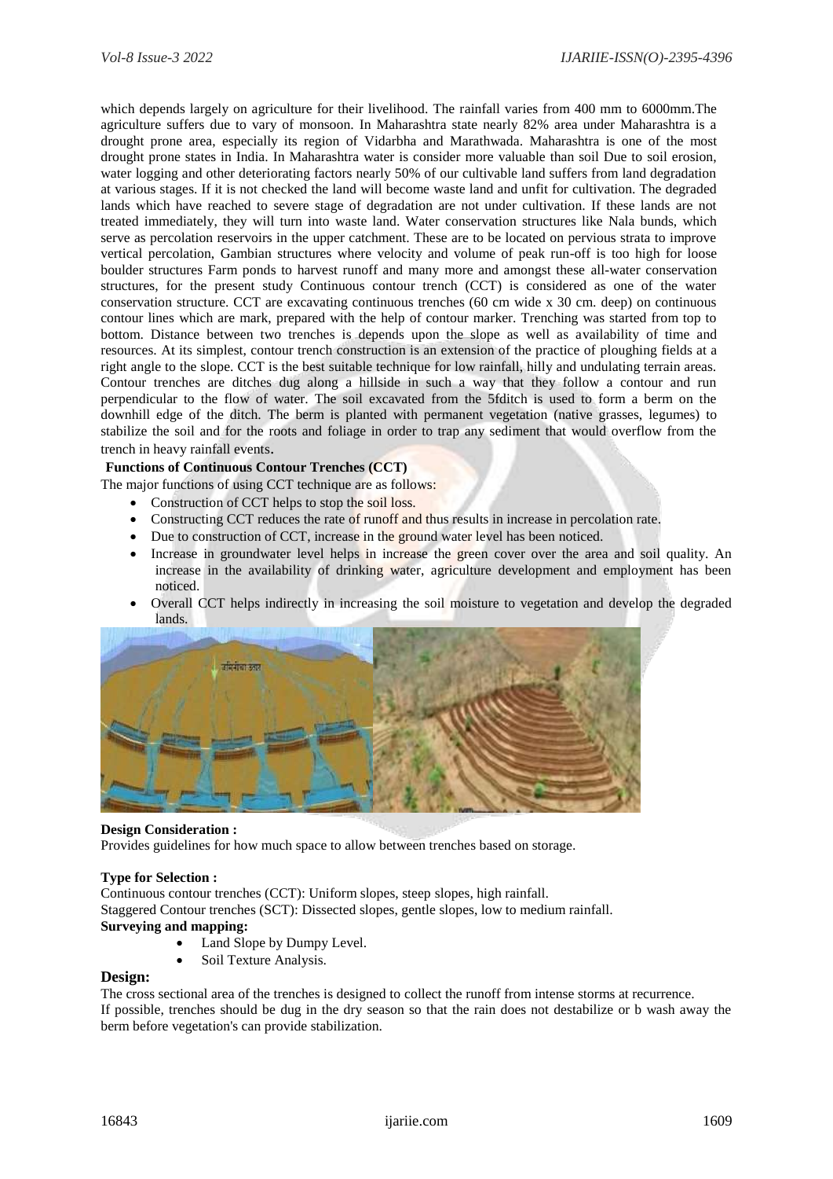which depends largely on agriculture for their livelihood. The rainfall varies from 400 mm to 6000mm.The agriculture suffers due to vary of monsoon. In Maharashtra state nearly 82% area under Maharashtra is a drought prone area, especially its region of Vidarbha and Marathwada. Maharashtra is one of the most drought prone states in India. In Maharashtra water is consider more valuable than soil Due to soil erosion, water logging and other deteriorating factors nearly 50% of our cultivable land suffers from land degradation at various stages. If it is not checked the land will become waste land and unfit for cultivation. The degraded lands which have reached to severe stage of degradation are not under cultivation. If these lands are not treated immediately, they will turn into waste land. Water conservation structures like Nala bunds, which serve as percolation reservoirs in the upper catchment. These are to be located on pervious strata to improve vertical percolation, Gambian structures where velocity and volume of peak run-off is too high for loose boulder structures Farm ponds to harvest runoff and many more and amongst these all-water conservation structures, for the present study Continuous contour trench (CCT) is considered as one of the water conservation structure. CCT are excavating continuous trenches (60 cm wide x 30 cm. deep) on continuous contour lines which are mark, prepared with the help of contour marker. Trenching was started from top to bottom. Distance between two trenches is depends upon the slope as well as availability of time and resources. At its simplest, contour trench construction is an extension of the practice of ploughing fields at a right angle to the slope. CCT is the best suitable technique for low rainfall, hilly and undulating terrain areas. Contour trenches are ditches dug along a hillside in such a way that they follow a contour and run perpendicular to the flow of water. The soil excavated from the 5fditch is used to form a berm on the downhill edge of the ditch. The berm is planted with permanent vegetation (native grasses, legumes) to stabilize the soil and for the roots and foliage in order to trap any sediment that would overflow from the trench in heavy rainfall events.

**Functions of Continuous Contour Trenches (CCT)**

The major functions of using CCT technique are as follows:

- Construction of CCT helps to stop the soil loss.
- Constructing CCT reduces the rate of runoff and thus results in increase in percolation rate.
- Due to construction of CCT, increase in the ground water level has been noticed.
- Increase in groundwater level helps in increase the green cover over the area and soil quality. An increase in the availability of drinking water, agriculture development and employment has been noticed.
- Overall CCT helps indirectly in increasing the soil moisture to vegetation and develop the degraded lands.

**Design Consideration :**

Provides guidelines for how much space to allow between trenches based on storage.

**Type for Selection :**

Continuous contour trenches (CCT): Uniform slopes, steep slopes, high rainfall.

Staggered Contour trenches (SCT): Dissected slopes, gentle slopes, low to medium rainfall.

**Surveying and mapping:**

- Land Slope by Dumpy Level.
- Soil Texture Analysis.

**Design:**

The cross sectional area of the trenches is designed to collect the runoff from intense storms at recurrence.

If possible, trenches should be dug in the dry season so that the rain does not destabilize or b wash away the berm before vegetation's can provide stabilization.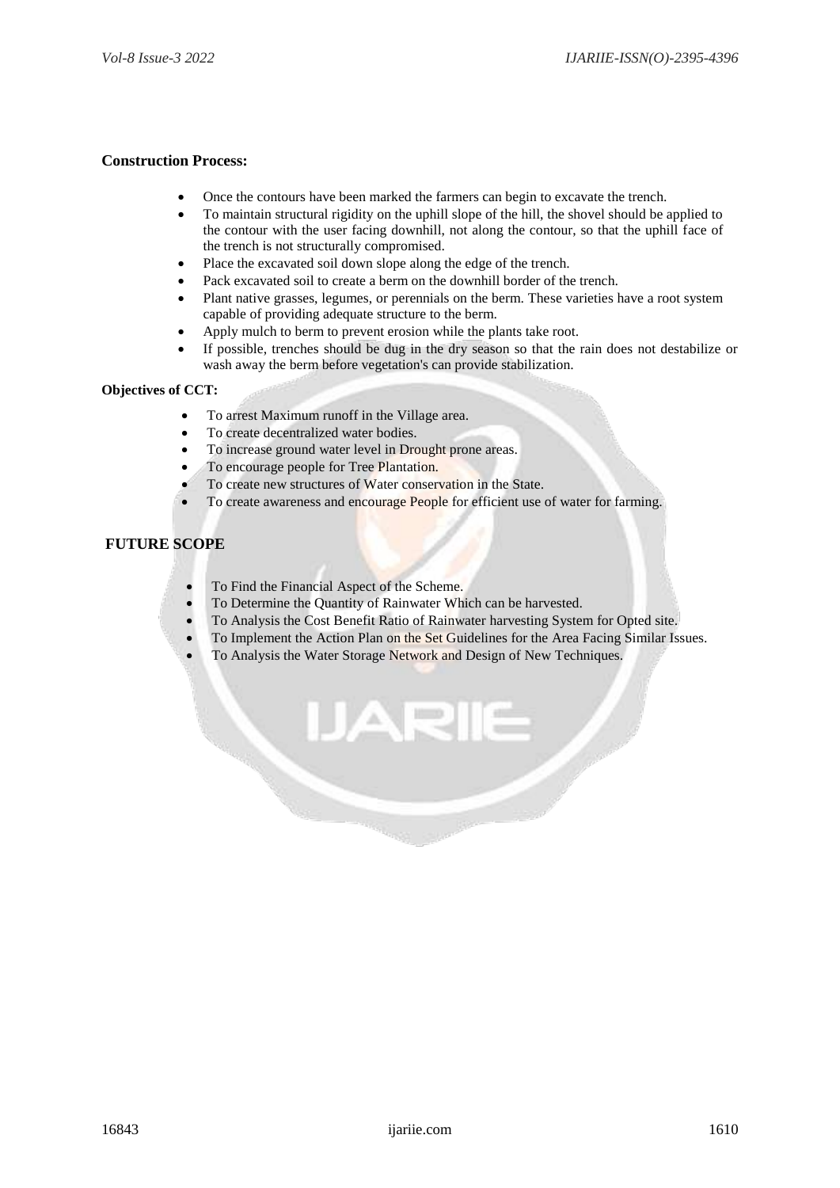**Construction Process:**

- Once the contours have been marked the farmers can begin to excavate the trench.
- To maintain structural rigidity on the uphill slope of the hill, the shovel should be applied to the contour with the user facing downhill, not along the contour, so that the uphill face of the trench is not structurally compromised.
- Place the excavated soil down slope along the edge of the trench.
- Pack excavated soil to create a berm on the downhill border of the trench.
- Plant native grasses, legumes, or perennials on the berm. These varieties have a root system capable of providing adequate structure to the berm.
- Apply mulch to berm to prevent erosion while the plants take root.
- If possible, trenches should be dug in the dry season so that the rain does not destabilize or wash away the berm before vegetation's can provide stabilization.

**Objectives of CCT:**

- To arrest Maximum runoff in the Village area.
- To create decentralized water bodies.
- To increase ground water level in Drought prone areas.
- To encourage people for Tree Plantation.
- To create new structures of Water conservation in the State.
- To create awareness and encourage People for efficient use of water for farming.

## FUTURE SCOPE

- To Find the Financial Aspect of the Scheme.
- To Determine the Quantity of Rainwater Which can be harvested.
- To Analysis the Cost Benefit Ratio of Rainwater harvesting System for Opted site.
- To Implement the Action Plan on the Set Guidelines for the Area Facing Similar Issues.
- To Analysis the Water Storage Network and Design of New Techniques.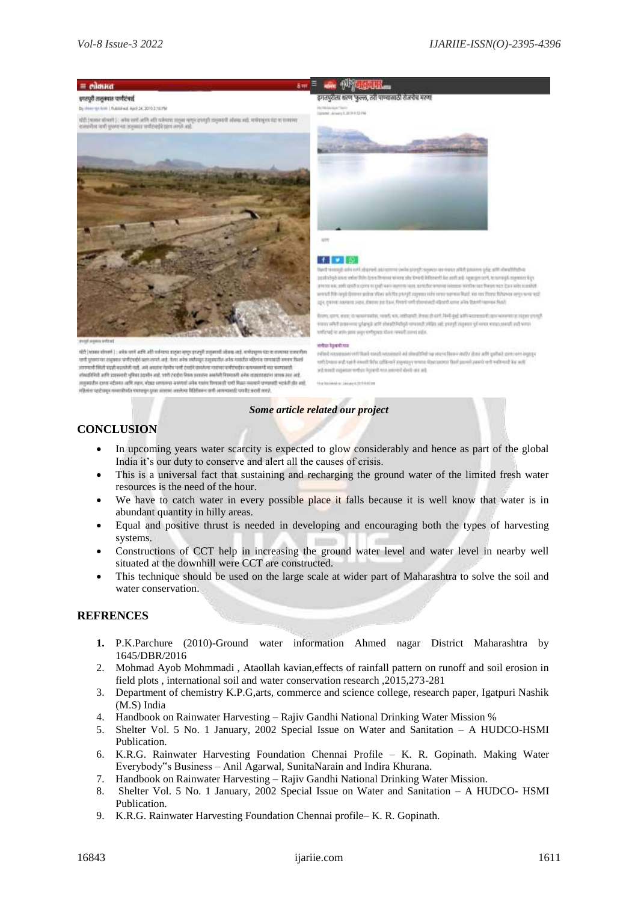*Some article related our project*

## CONCLUSION

- In upcoming years water scarcity is expected to glow considerably and hence as part of the global India it's our duty to conserve and alert all the causes of crisis.
- This is a universal fact that sustaining and recharging the ground water of the limited fresh water resources is the need of the hour.
- We have to catch water in every possible place it falls because it is well know that water is in abundant quantity in hilly areas.
- Equal and positive thrust is needed in developing and encouraging both the types of harvesting systems.
- Constructions of CCT help in increasing the ground water level and water level in nearby well situated at the downhill were CCT are constructed.
- This technique should be used on the large scale at wider part of Maharashtra to solve the soil and water conservation.

## REFRENCES

1. P.K.Parchure (2010)-Ground water information Ahmed nagar District Maharashtra by 1645/DBR/2016
2. Mohmad Ayob Mohmmadi , Ataollah kavian,effects of rainfall pattern on runoff and soil erosion in field plots , international soil and water conservation research ,2015,273-281
3. Department of chemistry K.P.G,arts, commerce and science college, research paper, Igatpuri Nashik (M.S) India
4. Handbook on Rainwater Harvesting – Rajiv Gandhi National Drinking Water Mission %
5. Shelter Vol. 5 No. 1 January, 2002 Special Issue on Water and Sanitation – A HUDCO-HSMI Publication.
6. K.R.G. Rainwater Harvesting Foundation Chennai Profile – K. R. Gopinath. Making Water Everybody"s Business – Anil Agarwal, SunitaNarain and Indira Khurana.
7. Handbook on Rainwater Harvesting – Rajiv Gandhi National Drinking Water Mission.
8. Shelter Vol. 5 No. 1 January, 2002 Special Issue on Water and Sanitation – A HUDCO- HSMI Publication.
9. K.R.G. Rainwater Harvesting Foundation Chennai profile– K. R. Gopinath.